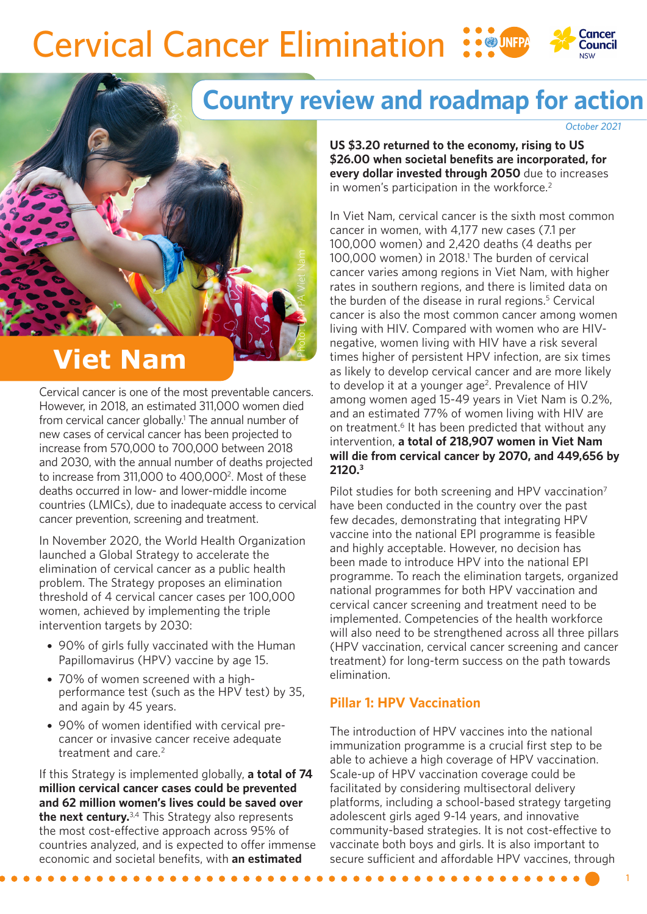# Cervical Cancer Elimination

## Country review and roadmap for action

October 2021

# Viet Nam

Cervical cancer is one of the most preventable cancers. However, in 2018, an estimated 311,000 women died from cervical cancer globally.[1] The annual number of new cases of cervical cancer has been projected to increase from 570,000 to 700,000 between 2018 and 2030, with the annual number of deaths projected to increase from 311,000 to 400,000[2]. Most of these deaths occurred in low- and lower-middle income countries (LMICs), due to inadequate access to cervical cancer prevention, screening and treatment.

In November 2020, the World Health Organization launched a Global Strategy to accelerate the elimination of cervical cancer as a public health problem. The Strategy proposes an elimination threshold of 4 cervical cancer cases per 100,000 women, achieved by implementing the triple intervention targets by 2030:

- 90% of girls fully vaccinated with the Human Papillomavirus (HPV) vaccine by age 15.
- 70% of women screened with a high-performance test (such as the HPV test) by 35, and again by 45 years.
- 90% of women identified with cervical pre-cancer or invasive cancer receive adequate treatment and care.[2]

If this Strategy is implemented globally, **a total of 74 million cervical cancer cases could be prevented and 62 million women's lives could be saved over the next century.**[3,4] This Strategy also represents the most cost-effective approach across 95% of countries analyzed, and is expected to offer immense economic and societal benefits, with **an estimated US $3.20 returned to the economy, rising to US $26.00 when societal benefits are incorporated, for every dollar invested through 2050** due to increases in women's participation in the workforce.[2]

In Viet Nam, cervical cancer is the sixth most common cancer in women, with 4,177 new cases (7.1 per 100,000 women) and 2,420 deaths (4 deaths per 100,000 women) in 2018.[1] The burden of cervical cancer varies among regions in Viet Nam, with higher rates in southern regions, and there is limited data on the burden of the disease in rural regions.[5] Cervical cancer is also the most common cancer among women living with HIV. Compared with women who are HIV-negative, women living with HIV have a risk several times higher of persistent HPV infection, are six times as likely to develop cervical cancer and are more likely to develop it at a younger age[2]. Prevalence of HIV among women aged 15-49 years in Viet Nam is 0.2%, and an estimated 77% of women living with HIV are on treatment.[6] It has been predicted that without any intervention, **a total of 218,907 women in Viet Nam will die from cervical cancer by 2070, and 449,656 by 2120.**[3]

Pilot studies for both screening and HPV vaccination[7] have been conducted in the country over the past few decades, demonstrating that integrating HPV vaccine into the national EPI programme is feasible and highly acceptable. However, no decision has been made to introduce HPV into the national EPI programme. To reach the elimination targets, organized national programmes for both HPV vaccination and cervical cancer screening and treatment need to be implemented. Competencies of the health workforce will also need to be strengthened across all three pillars (HPV vaccination, cervical cancer screening and cancer treatment) for long-term success on the path towards elimination.

### Pillar 1: HPV Vaccination

The introduction of HPV vaccines into the national immunization programme is a crucial first step to be able to achieve a high coverage of HPV vaccination. Scale-up of HPV vaccination coverage could be facilitated by considering multisectoral delivery platforms, including a school-based strategy targeting adolescent girls aged 9-14 years, and innovative community-based strategies. It is not cost-effective to vaccinate both boys and girls. It is also important to secure sufficient and affordable HPV vaccines, through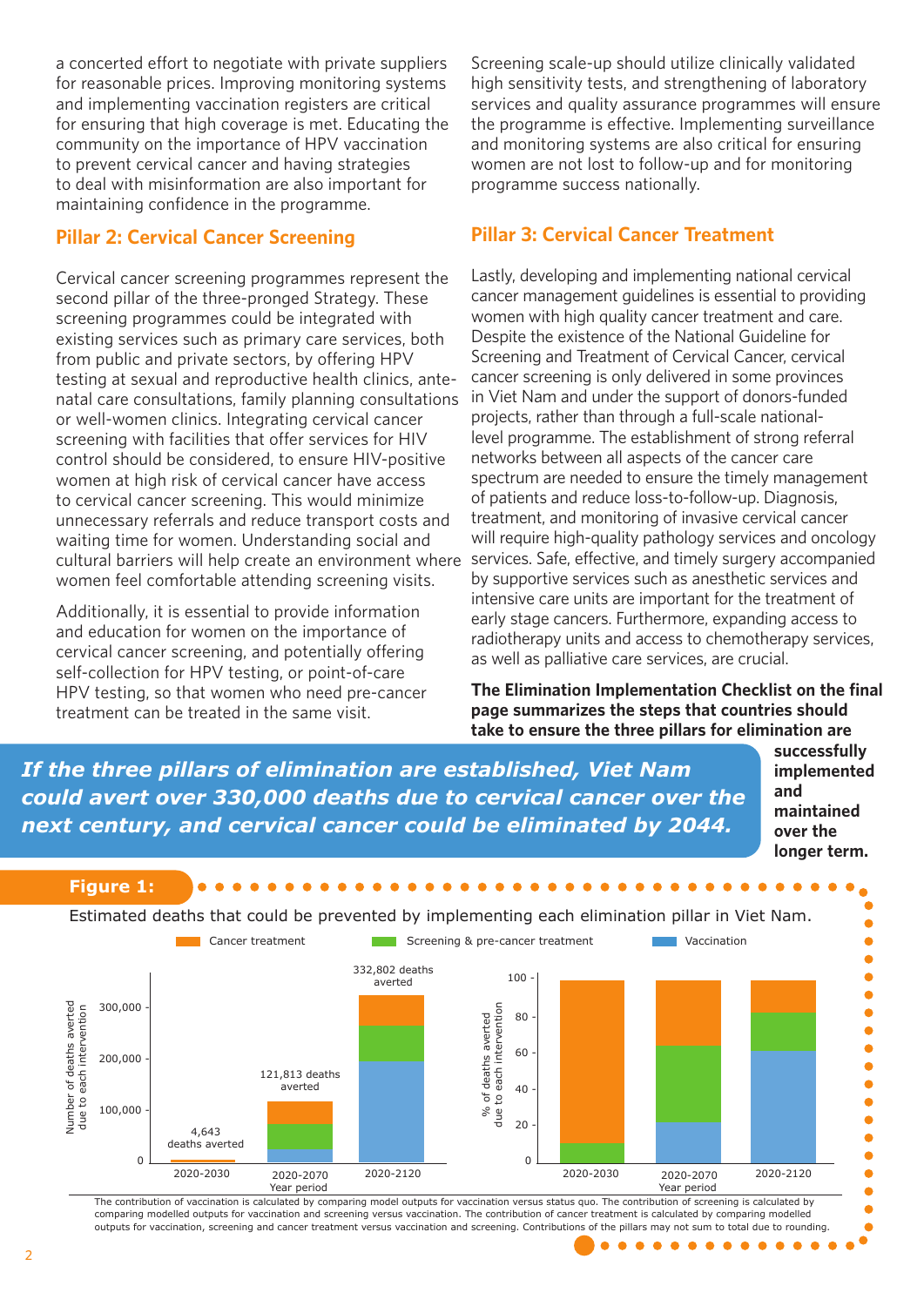a concerted effort to negotiate with private suppliers for reasonable prices. Improving monitoring systems and implementing vaccination registers are critical for ensuring that high coverage is met. Educating the community on the importance of HPV vaccination to prevent cervical cancer and having strategies to deal with misinformation are also important for maintaining confidence in the programme.

## Pillar 2: Cervical Cancer Screening

Cervical cancer screening programmes represent the second pillar of the three-pronged Strategy. These screening programmes could be integrated with existing services such as primary care services, both from public and private sectors, by offering HPV testing at sexual and reproductive health clinics, ante-natal care consultations, family planning consultations or well-women clinics. Integrating cervical cancer screening with facilities that offer services for HIV control should be considered, to ensure HIV-positive women at high risk of cervical cancer have access to cervical cancer screening. This would minimize unnecessary referrals and reduce transport costs and waiting time for women. Understanding social and cultural barriers will help create an environment where women feel comfortable attending screening visits.

Additionally, it is essential to provide information and education for women on the importance of cervical cancer screening, and potentially offering self-collection for HPV testing, or point-of-care HPV testing, so that women who need pre-cancer treatment can be treated in the same visit.

Screening scale-up should utilize clinically validated high sensitivity tests, and strengthening of laboratory services and quality assurance programmes will ensure the programme is effective. Implementing surveillance and monitoring systems are also critical for ensuring women are not lost to follow-up and for monitoring programme success nationally.

## Pillar 3: Cervical Cancer Treatment

Lastly, developing and implementing national cervical cancer management guidelines is essential to providing women with high quality cancer treatment and care. Despite the existence of the National Guideline for Screening and Treatment of Cervical Cancer, cervical cancer screening is only delivered in some provinces in Viet Nam and under the support of donors-funded projects, rather than through a full-scale national-level programme. The establishment of strong referral networks between all aspects of the cancer care spectrum are needed to ensure the timely management of patients and reduce loss-to-follow-up. Diagnosis, treatment, and monitoring of invasive cervical cancer will require high-quality pathology services and oncology services. Safe, effective, and timely surgery accompanied by supportive services such as anesthetic services and intensive care units are important for the treatment of early stage cancers. Furthermore, expanding access to radiotherapy units and access to chemotherapy services, as well as palliative care services, are crucial.

**The Elimination Implementation Checklist on the final page summarizes the steps that countries should take to ensure the three pillars for elimination are successfully implemented and maintained over the longer term.**

***If the three pillars of elimination are established, Viet Nam could avert over 330,000 deaths due to cervical cancer over the next century, and cervical cancer could be eliminated by 2044.***

**Figure 1:**

Estimated deaths that could be prevented by implementing each elimination pillar in Viet Nam.

Cancer treatment
Screening & pre-cancer treatment
Vaccination

Number of deaths averted due to each intervention
300,000
200,000
100,000
0
4,643 deaths averted
121,813 deaths averted
332,802 deaths averted
2020-2030
2020-2070
2020-2120
Year period

% of deaths averted due to each intervention
100
80
60
40
20
0
2020-2030
2020-2070
2020-2120
Year period

The contribution of vaccination is calculated by comparing model outputs for vaccination versus status quo. The contribution of screening is calculated by comparing modelled outputs for vaccination and screening versus vaccination. The contribution of cancer treatment is calculated by comparing modelled outputs for vaccination, screening and cancer treatment versus vaccination and screening. Contributions of the pillars may not sum to total due to rounding.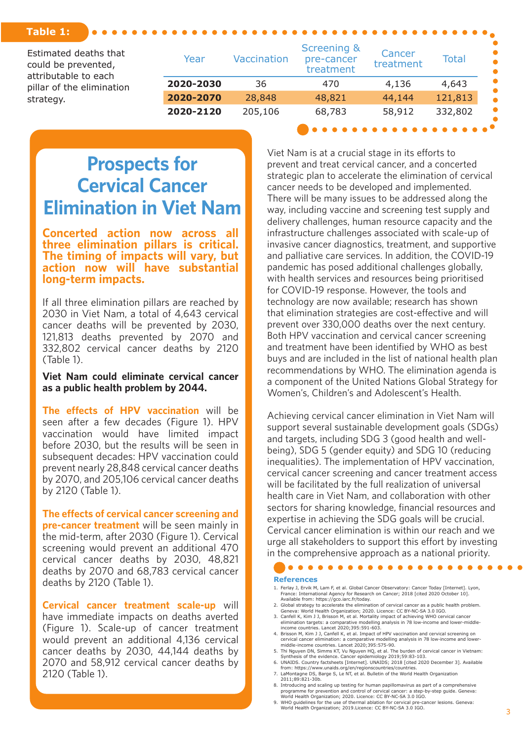**Table 1:** Estimated deaths that could be prevented, attributable to each pillar of the elimination strategy.

| Year | Vaccination | Screening & pre-cancer treatment | Cancer treatment | Total |
|---|---|---|---|---|
| **2020-2030** | 36 | 470 | 4,136 | 4,643 |
| **2020-2070** | 28,848 | 48,821 | 44,144 | 121,813 |
| **2020-2120** | 205,106 | 68,783 | 58,912 | 332,802 |

# Prospects for Cervical Cancer Elimination in Viet Nam

**Concerted action now across all three elimination pillars is critical. The timing of impacts will vary, but action now will have substantial long-term impacts.**

If all three elimination pillars are reached by 2030 in Viet Nam, a total of 4,643 cervical cancer deaths will be prevented by 2030, 121,813 deaths prevented by 2070 and 332,802 cervical cancer deaths by 2120 (Table 1).

**Viet Nam could eliminate cervical cancer as a public health problem by 2044.**

**The effects of HPV vaccination** will be seen after a few decades (Figure 1). HPV vaccination would have limited impact before 2030, but the results will be seen in subsequent decades: HPV vaccination could prevent nearly 28,848 cervical cancer deaths by 2070, and 205,106 cervical cancer deaths by 2120 (Table 1).

**The effects of cervical cancer screening and pre-cancer treatment** will be seen mainly in the mid-term, after 2030 (Figure 1). Cervical screening would prevent an additional 470 cervical cancer deaths by 2030, 48,821 deaths by 2070 and 68,783 cervical cancer deaths by 2120 (Table 1).

**Cervical cancer treatment scale-up** will have immediate impacts on deaths averted (Figure 1). Scale-up of cancer treatment would prevent an additional 4,136 cervical cancer deaths by 2030, 44,144 deaths by 2070 and 58,912 cervical cancer deaths by 2120 (Table 1).

Viet Nam is at a crucial stage in its efforts to prevent and treat cervical cancer, and a concerted strategic plan to accelerate the elimination of cervical cancer needs to be developed and implemented. There will be many issues to be addressed along the way, including vaccine and screening test supply and delivery challenges, human resource capacity and the infrastructure challenges associated with scale-up of invasive cancer diagnostics, treatment, and supportive and palliative care services. In addition, the COVID-19 pandemic has posed additional challenges globally, with health services and resources being prioritised for COVID-19 response. However, the tools and technology are now available; research has shown that elimination strategies are cost-effective and will prevent over 330,000 deaths over the next century. Both HPV vaccination and cervical cancer screening and treatment have been identified by WHO as best buys and are included in the list of national health plan recommendations by WHO. The elimination agenda is a component of the United Nations Global Strategy for Women's, Children's and Adolescent's Health.

Achieving cervical cancer elimination in Viet Nam will support several sustainable development goals (SDGs) and targets, including SDG 3 (good health and well-being), SDG 5 (gender equity) and SDG 10 (reducing inequalities). The implementation of HPV vaccination, cervical cancer screening and cancer treatment access will be facilitated by the full realization of universal health care in Viet Nam, and collaboration with other sectors for sharing knowledge, financial resources and expertise in achieving the SDG goals will be crucial. Cervical cancer elimination is within our reach and we urge all stakeholders to support this effort by investing in the comprehensive approach as a national priority.

## References

1. Ferlay J, Ervik M, Lam F, et al. Global Cancer Observatory: Cancer Today [Internet]. Lyon, France: International Agency for Research on Cancer; 2018 [cited 2020 October 10]. Available from: https://gco.iarc.fr/today.
2. Global strategy to accelerate the elimination of cervical cancer as a public health problem. Geneva: World Health Organization; 2020. Licence: CC BY-NC-SA 3.0 IGO.
3. Canfell K, Kim J J, Brisson M, et al. Mortality impact of achieving WHO cervical cancer elimination targets: a comparative modelling analysis in 78 low-income and lower-middle-income countries. Lancet 2020;395:591-603.
4. Brisson M, Kim J J, Canfell K, et al. Impact of HPV vaccination and cervical screening on cervical cancer elimination: a comparative modelling analysis in 78 low-income and lower-middle-income countries. Lancet 2020;395:575-90.
5. Thi Nguyen DN, Simms KT, Vu Nguyen HQ, et al. The burden of cervical cancer in Vietnam: Synthesis of the evidence. Cancer epidemiology 2019;59:83-103.
6. UNAIDS. Country factsheets [Internet]. UNAIDS; 2018 [cited 2020 December 3]. Available from: https://www.unaids.org/en/regionscountries/countries.
7. LaMontagne DS, Barge S, Le NT, et al. Bulletin of the World Health Organization 2011;89:821-30b.
8. Introducing and scaling up testing for human papillomavirus as part of a comprehensive programme for prevention and control of cervical cancer: a step-by-step guide. Geneva: World Health Organization; 2020. Licence: CC BY-NC-SA 3.0 IGO.
9. WHO guidelines for the use of thermal ablation for cervical pre-cancer lesions. Geneva: World Health Organization; 2019.Licence: CC BY-NC-SA 3.0 IGO.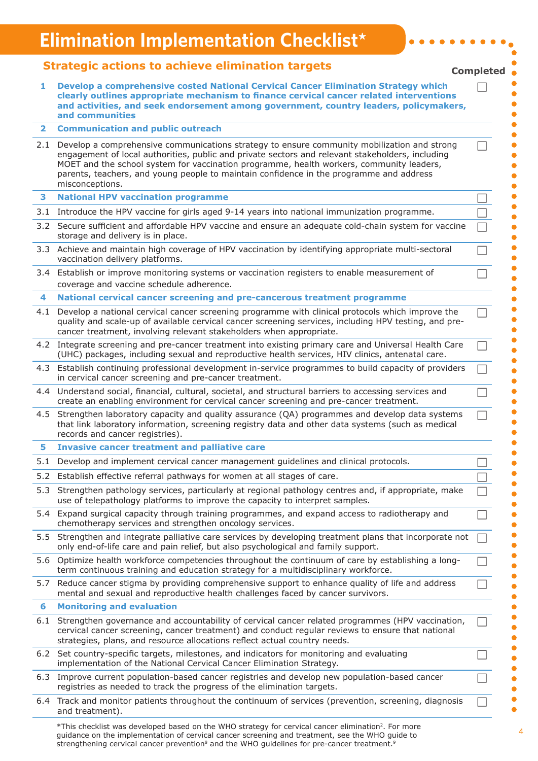# Elimination Implementation Checklist*

## Strategic actions to achieve elimination targets

| | | Completed |
|---|---|---|
| **1** | **Develop a comprehensive costed National Cervical Cancer Elimination Strategy which clearly outlines appropriate mechanism to finance cervical cancer related interventions and activities, and seek endorsement among government, country leaders, policymakers, and communities** | ☐ |
| **2** | **Communication and public outreach** | |
| 2.1 | Develop a comprehensive communications strategy to ensure community mobilization and strong engagement of local authorities, public and private sectors and relevant stakeholders, including MOET and the school system for vaccination programme, health workers, community leaders, parents, teachers, and young people to maintain confidence in the programme and address misconceptions. | ☐ |
| **3** | **National HPV vaccination programme** | ☐ |
| 3.1 | Introduce the HPV vaccine for girls aged 9-14 years into national immunization programme. | ☐ |
| 3.2 | Secure sufficient and affordable HPV vaccine and ensure an adequate cold-chain system for vaccine storage and delivery is in place. | ☐ |
| 3.3 | Achieve and maintain high coverage of HPV vaccination by identifying appropriate multi-sectoral vaccination delivery platforms. | ☐ |
| 3.4 | Establish or improve monitoring systems or vaccination registers to enable measurement of coverage and vaccine schedule adherence. | ☐ |
| **4** | **National cervical cancer screening and pre-cancerous treatment programme** | |
| 4.1 | Develop a national cervical cancer screening programme with clinical protocols which improve the quality and scale-up of available cervical cancer screening services, including HPV testing, and pre-cancer treatment, involving relevant stakeholders when appropriate. | ☐ |
| 4.2 | Integrate screening and pre-cancer treatment into existing primary care and Universal Health Care (UHC) packages, including sexual and reproductive health services, HIV clinics, antenatal care. | ☐ |
| 4.3 | Establish continuing professional development in-service programmes to build capacity of providers in cervical cancer screening and pre-cancer treatment. | ☐ |
| 4.4 | Understand social, financial, cultural, societal, and structural barriers to accessing services and create an enabling environment for cervical cancer screening and pre-cancer treatment. | ☐ |
| 4.5 | Strengthen laboratory capacity and quality assurance (QA) programmes and develop data systems that link laboratory information, screening registry data and other data systems (such as medical records and cancer registries). | ☐ |
| **5** | **Invasive cancer treatment and palliative care** | |
| 5.1 | Develop and implement cervical cancer management guidelines and clinical protocols. | ☐ |
| 5.2 | Establish effective referral pathways for women at all stages of care. | ☐ |
| 5.3 | Strengthen pathology services, particularly at regional pathology centres and, if appropriate, make use of telepathology platforms to improve the capacity to interpret samples. | ☐ |
| 5.4 | Expand surgical capacity through training programmes, and expand access to radiotherapy and chemotherapy services and strengthen oncology services. | ☐ |
| 5.5 | Strengthen and integrate palliative care services by developing treatment plans that incorporate not only end-of-life care and pain relief, but also psychological and family support. | ☐ |
| 5.6 | Optimize health workforce competencies throughout the continuum of care by establishing a long-term continuous training and education strategy for a multidisciplinary workforce. | ☐ |
| 5.7 | Reduce cancer stigma by providing comprehensive support to enhance quality of life and address mental and sexual and reproductive health challenges faced by cancer survivors. | ☐ |
| **6** | **Monitoring and evaluation** | |
| 6.1 | Strengthen governance and accountability of cervical cancer related programmes (HPV vaccination, cervical cancer screening, cancer treatment) and conduct regular reviews to ensure that national strategies, plans, and resource allocations reflect actual country needs. | ☐ |
| 6.2 | Set country-specific targets, milestones, and indicators for monitoring and evaluating implementation of the National Cervical Cancer Elimination Strategy. | ☐ |
| 6.3 | Improve current population-based cancer registries and develop new population-based cancer registries as needed to track the progress of the elimination targets. | ☐ |
| 6.4 | Track and monitor patients throughout the continuum of services (prevention, screening, diagnosis and treatment). | ☐ |

*This checklist was developed based on the WHO strategy for cervical cancer elimination[2]. For more guidance on the implementation of cervical cancer screening and treatment, see the WHO guide to strengthening cervical cancer prevention[8] and the WHO guidelines for pre-cancer treatment.[9]